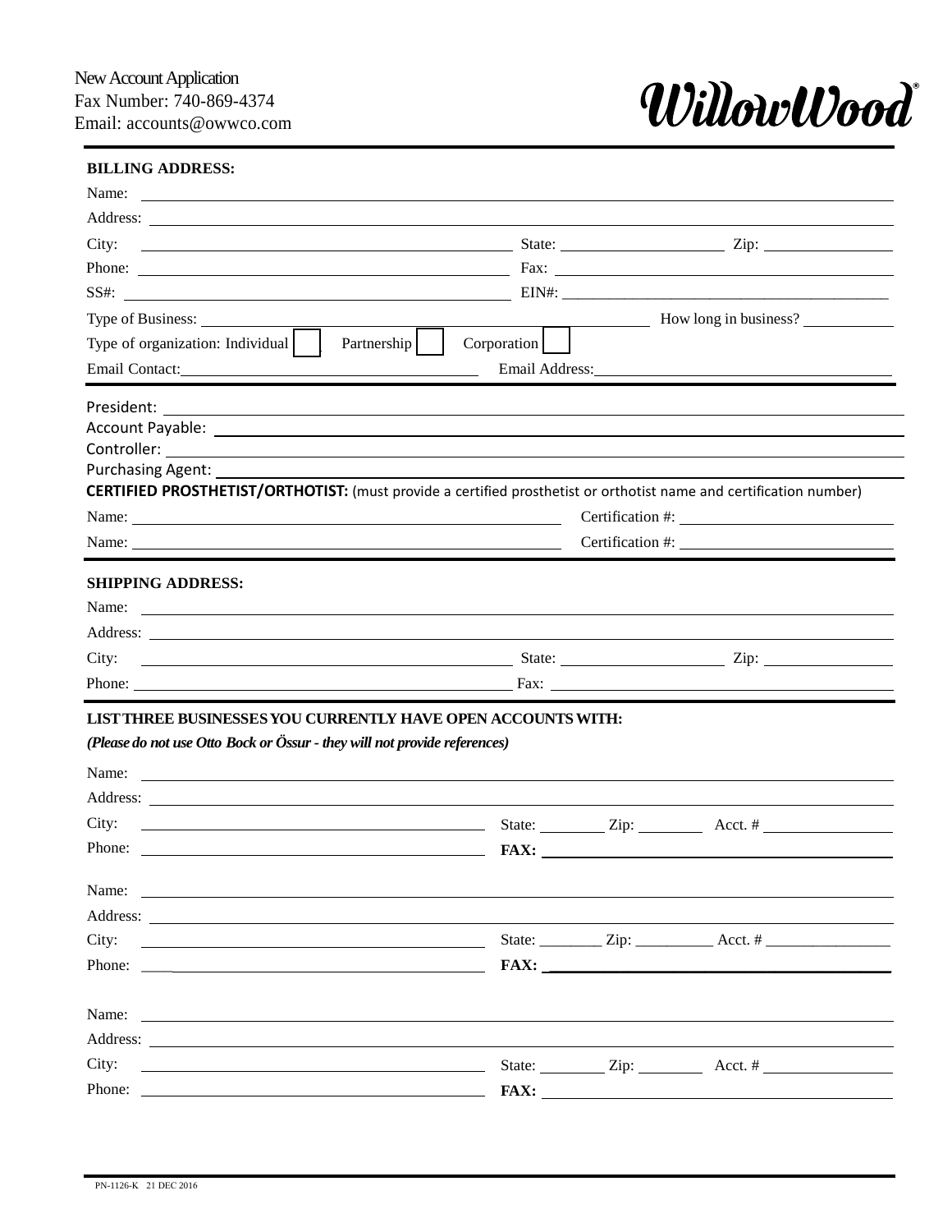New Account Application
Fax Number: 740-869-4374
Email: accounts@owwco.com

**WillowWood®**

---

**BILLING ADDRESS:**

Name: ______________________________

Address: ______________________________

City: ______________________ State: __________ Zip: __________

Phone: ______________________ Fax: ______________________

SS#: ______________________ EIN#: ______________________

Type of Business: ______________________ How long in business? __________

Type of organization: Individual ☐ Partnership ☐ Corporation ☐

Email Contact: ______________________ Email Address: ______________________

---

President: ______________________________

Account Payable: ______________________________

Controller: ______________________________

Purchasing Agent: ______________________________

**CERTIFIED PROSTHETIST/ORTHOTIST:** (must provide a certified prosthetist or orthotist name and certification number)

Name: ______________________ Certification #: ______________________

Name: ______________________ Certification #: ______________________

---

**SHIPPING ADDRESS:**

Name: ______________________________

Address: ______________________________

City: ______________________ State: __________ Zip: __________

Phone: ______________________ Fax: ______________________

---

**LIST THREE BUSINESSES YOU CURRENTLY HAVE OPEN ACCOUNTS WITH:**

***(Please do not use Otto Bock or Össur - they will not provide references)***

Name: ______________________________

Address: ______________________________

City: ______________________ State: ________ Zip: ________ Acct. # ______________

Phone: ______________________ **FAX:** ______________________

Name: ______________________________

Address: ______________________________

City: ______________________ State: ________ Zip: __________ Acct. # ________________

Phone: ____ ______________________ **FAX:** ______________________

Name: ______________________________

Address: ______________________________

City: ______________________ State: ________ Zip: ________ Acct. # ______________

Phone: ______________________ **FAX:** ______________________

PN-1126-K 21 DEC 2016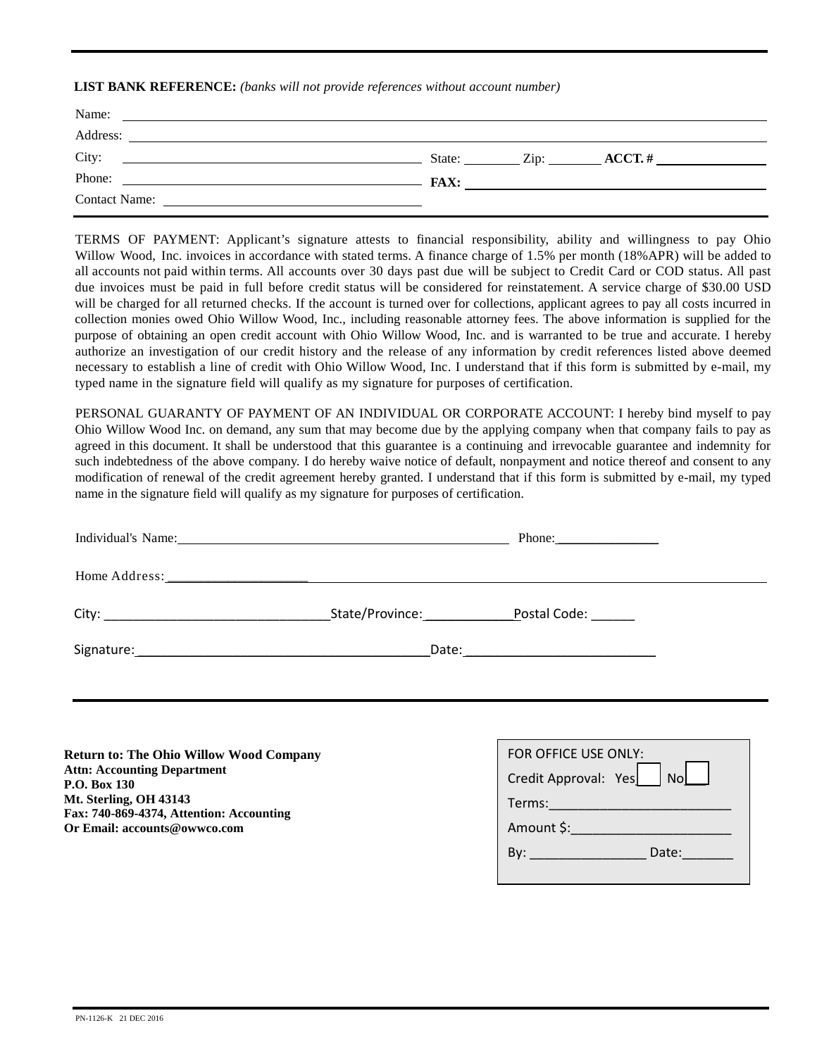**LIST BANK REFERENCE:** *(banks will not provide references without account number)*

Name: ______________________________________________

Address: ______________________________________________

City: ______________________ State: ________ Zip: ________ **ACCT. #** ______________

Phone: ______________________ **FAX:** ______________________

Contact Name: ______________________

TERMS OF PAYMENT: Applicant's signature attests to financial responsibility, ability and willingness to pay Ohio Willow Wood, Inc. invoices in accordance with stated terms. A finance charge of 1.5% per month (18%APR) will be added to all accounts not paid within terms. All accounts over 30 days past due will be subject to Credit Card or COD status. All past due invoices must be paid in full before credit status will be considered for reinstatement. A service charge of $30.00 USD will be charged for all returned checks. If the account is turned over for collections, applicant agrees to pay all costs incurred in collection monies owed Ohio Willow Wood, Inc., including reasonable attorney fees. The above information is supplied for the purpose of obtaining an open credit account with Ohio Willow Wood, Inc. and is warranted to be true and accurate. I hereby authorize an investigation of our credit history and the release of any information by credit references listed above deemed necessary to establish a line of credit with Ohio Willow Wood, Inc. I understand that if this form is submitted by e-mail, my typed name in the signature field will qualify as my signature for purposes of certification.

PERSONAL GUARANTY OF PAYMENT OF AN INDIVIDUAL OR CORPORATE ACCOUNT: I hereby bind myself to pay Ohio Willow Wood Inc. on demand, any sum that may become due by the applying company when that company fails to pay as agreed in this document. It shall be understood that this guarantee is a continuing and irrevocable guarantee and indemnity for such indebtedness of the above company. I do hereby waive notice of default, nonpayment and notice thereof and consent to any modification of renewal of the credit agreement hereby granted. I understand that if this form is submitted by e-mail, my typed name in the signature field will qualify as my signature for purposes of certification.

Individual's Name: ______________________________ Phone: ______________

Home Address: ______________________________________________

City: ______________________ State/Province: ____________ Postal Code: ______

Signature: ______________________________ Date: ______________________

**Return to: The Ohio Willow Wood Company**
**Attn: Accounting Department**
**P.O. Box 130**
**Mt. Sterling, OH 43143**
**Fax: 740-869-4374, Attention: Accounting**
**Or Email: accounts@owwco.com**

FOR OFFICE USE ONLY:
Credit Approval: Yes ☐ No ☐
Terms: ______________________
Amount $: ______________________
By: ________________ Date: _______

PN-1126-K 21 DEC 2016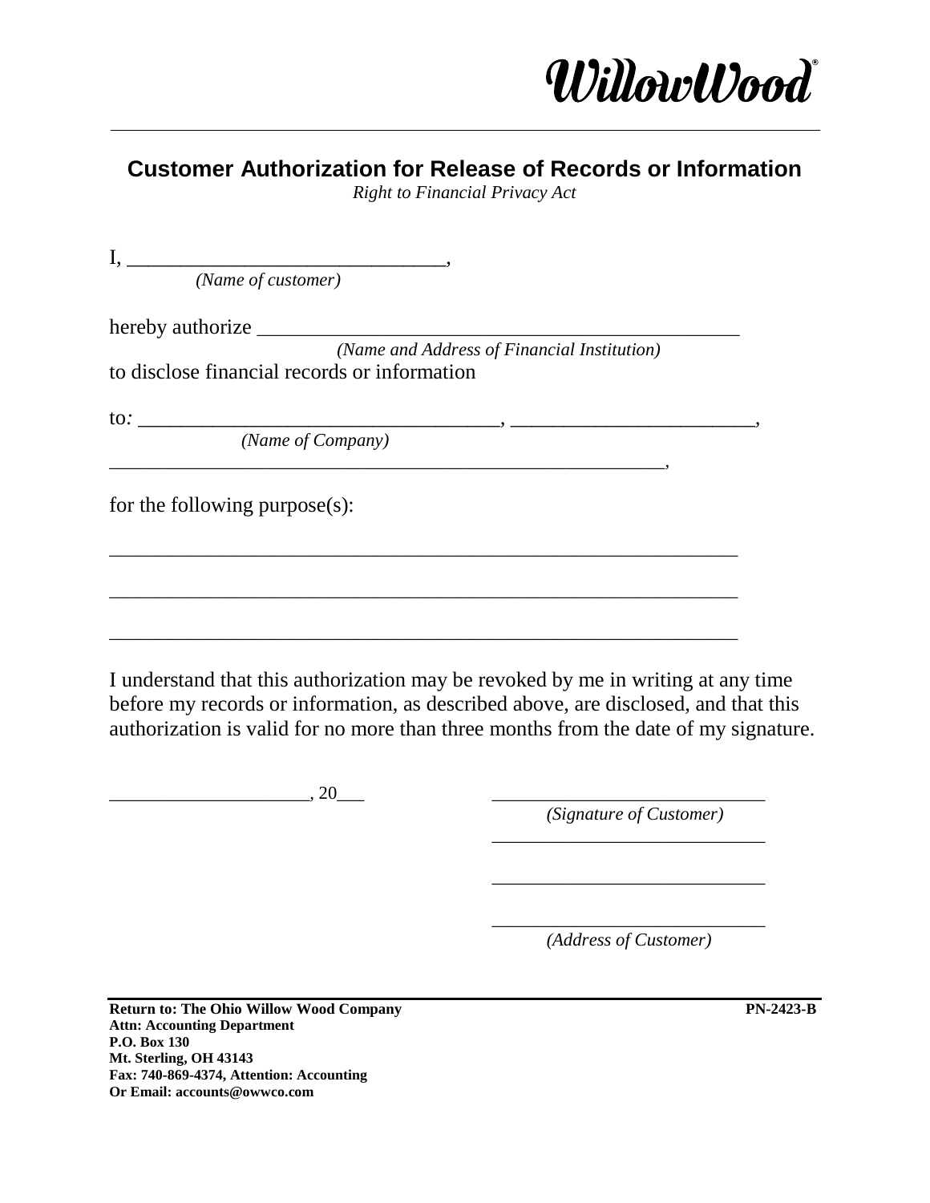WillowWood®

## Customer Authorization for Release of Records or Information

*Right to Financial Privacy Act*

I, ________________________________,
*(Name of customer)*

hereby authorize _________________________________________________
*(Name and Address of Financial Institution)*
to disclose financial records or information

to: ____________________________________, _________________________,
*(Name of Company)*
_________________________________________________________,

for the following purpose(s):

_______________________________________________________________

_______________________________________________________________

_______________________________________________________________

I understand that this authorization may be revoked by me in writing at any time before my records or information, as described above, are disclosed, and that this authorization is valid for no more than three months from the date of my signature.

____________________, 20___

____________________________
*(Signature of Customer)*

____________________________

____________________________

____________________________
*(Address of Customer)*

**Return to: The Ohio Willow Wood Company** **PN-2423-B**
**Attn: Accounting Department**
**P.O. Box 130**
**Mt. Sterling, OH 43143**
**Fax: 740-869-4374, Attention: Accounting**
**Or Email: accounts@owwco.com**